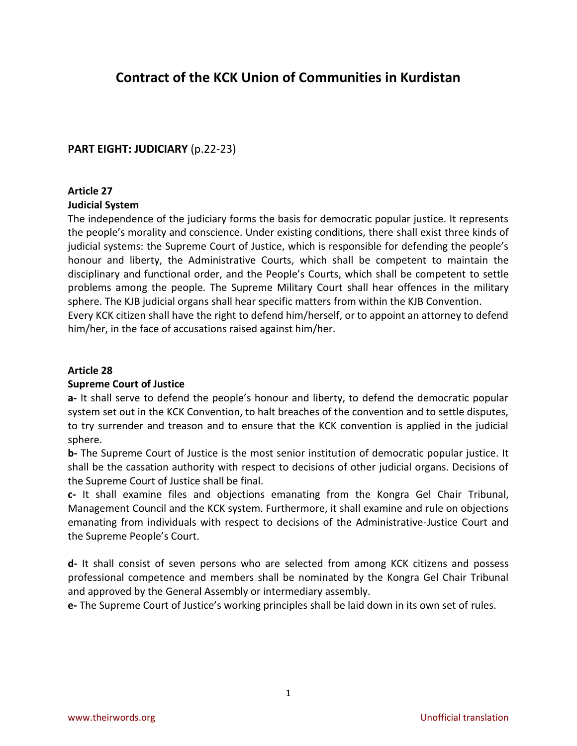# Contract of the KCK Union of Communities in Kurdistan

## PART EIGHT: JUDICIARY (p.22-23)

### Article 27
**Judicial System**

The independence of the judiciary forms the basis for democratic popular justice. It represents the people's morality and conscience. Under existing conditions, there shall exist three kinds of judicial systems: the Supreme Court of Justice, which is responsible for defending the people's honour and liberty, the Administrative Courts, which shall be competent to maintain the disciplinary and functional order, and the People's Courts, which shall be competent to settle problems among the people. The Supreme Military Court shall hear offences in the military sphere. The KJB judicial organs shall hear specific matters from within the KJB Convention.

Every KCK citizen shall have the right to defend him/herself, or to appoint an attorney to defend him/her, in the face of accusations raised against him/her.

### Article 28
**Supreme Court of Justice**

**a-** It shall serve to defend the people's honour and liberty, to defend the democratic popular system set out in the KCK Convention, to halt breaches of the convention and to settle disputes, to try surrender and treason and to ensure that the KCK convention is applied in the judicial sphere.

**b-** The Supreme Court of Justice is the most senior institution of democratic popular justice. It shall be the cassation authority with respect to decisions of other judicial organs. Decisions of the Supreme Court of Justice shall be final.

**c-** It shall examine files and objections emanating from the Kongra Gel Chair Tribunal, Management Council and the KCK system. Furthermore, it shall examine and rule on objections emanating from individuals with respect to decisions of the Administrative-Justice Court and the Supreme People's Court.

**d-** It shall consist of seven persons who are selected from among KCK citizens and possess professional competence and members shall be nominated by the Kongra Gel Chair Tribunal and approved by the General Assembly or intermediary assembly.

**e-** The Supreme Court of Justice's working principles shall be laid down in its own set of rules.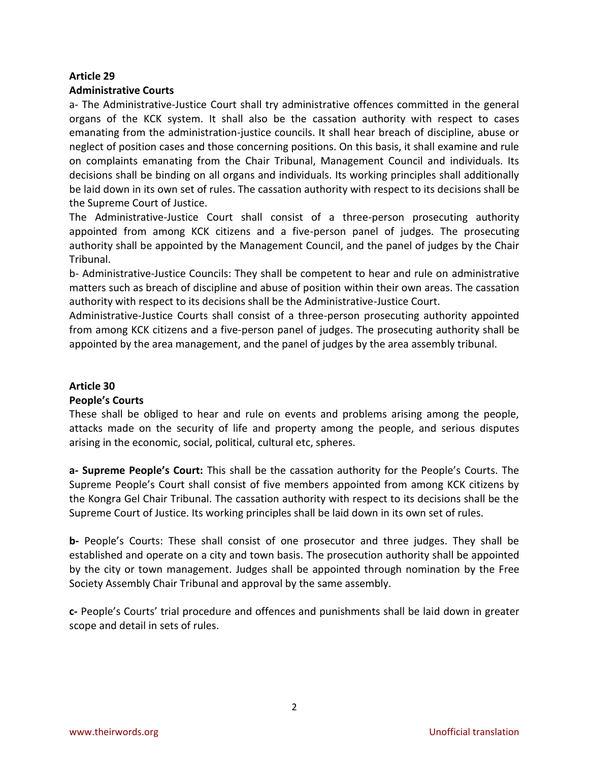**Article 29**
**Administrative Courts**

a- The Administrative-Justice Court shall try administrative offences committed in the general organs of the KCK system. It shall also be the cassation authority with respect to cases emanating from the administration-justice councils. It shall hear breach of discipline, abuse or neglect of position cases and those concerning positions. On this basis, it shall examine and rule on complaints emanating from the Chair Tribunal, Management Council and individuals. Its decisions shall be binding on all organs and individuals. Its working principles shall additionally be laid down in its own set of rules. The cassation authority with respect to its decisions shall be the Supreme Court of Justice.

The Administrative-Justice Court shall consist of a three-person prosecuting authority appointed from among KCK citizens and a five-person panel of judges. The prosecuting authority shall be appointed by the Management Council, and the panel of judges by the Chair Tribunal.

b- Administrative-Justice Councils: They shall be competent to hear and rule on administrative matters such as breach of discipline and abuse of position within their own areas. The cassation authority with respect to its decisions shall be the Administrative-Justice Court.

Administrative-Justice Courts shall consist of a three-person prosecuting authority appointed from among KCK citizens and a five-person panel of judges. The prosecuting authority shall be appointed by the area management, and the panel of judges by the area assembly tribunal.

**Article 30**
**People's Courts**

These shall be obliged to hear and rule on events and problems arising among the people, attacks made on the security of life and property among the people, and serious disputes arising in the economic, social, political, cultural etc, spheres.

**a- Supreme People's Court:** This shall be the cassation authority for the People's Courts. The Supreme People's Court shall consist of five members appointed from among KCK citizens by the Kongra Gel Chair Tribunal. The cassation authority with respect to its decisions shall be the Supreme Court of Justice. Its working principles shall be laid down in its own set of rules.

**b-** People's Courts: These shall consist of one prosecutor and three judges. They shall be established and operate on a city and town basis. The prosecution authority shall be appointed by the city or town management. Judges shall be appointed through nomination by the Free Society Assembly Chair Tribunal and approval by the same assembly.

**c-** People's Courts' trial procedure and offences and punishments shall be laid down in greater scope and detail in sets of rules.